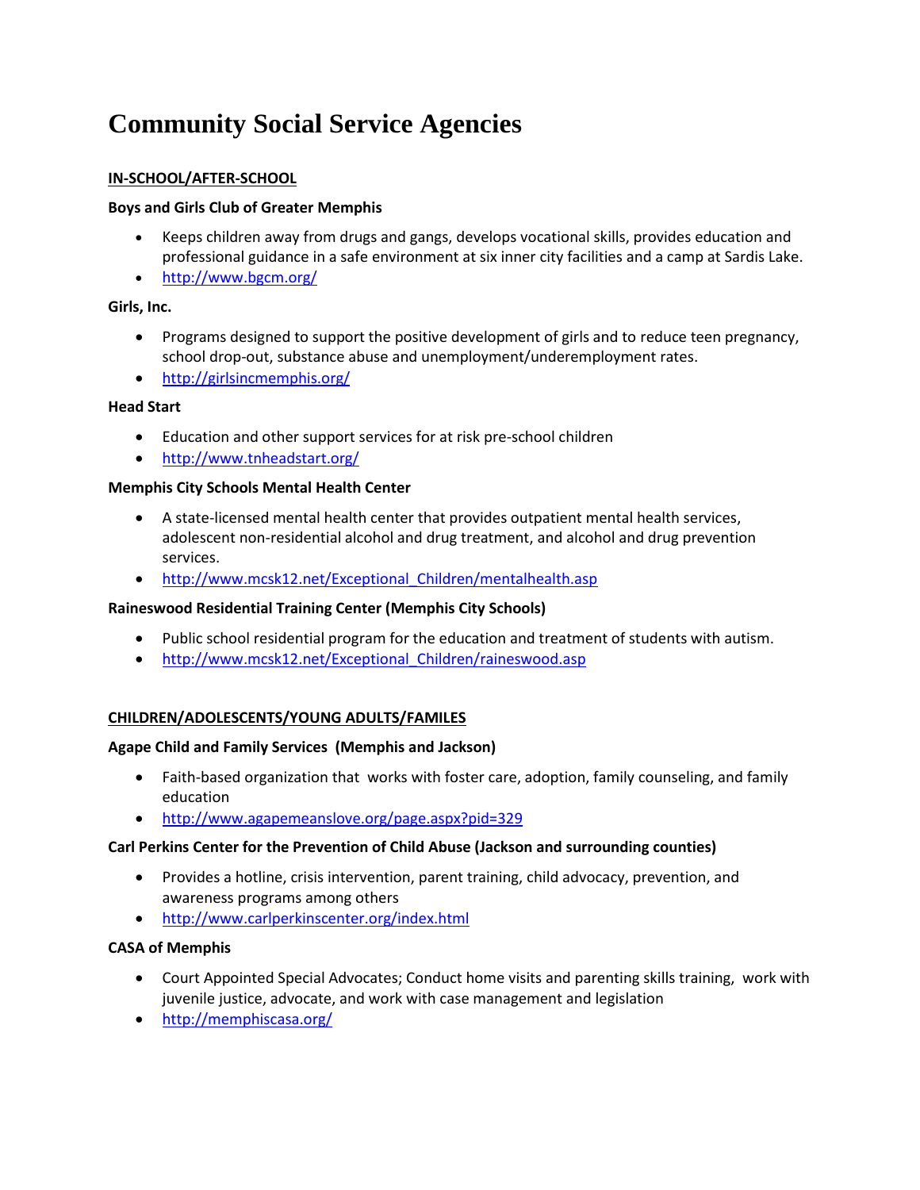# Community Social Service Agencies

## IN-SCHOOL/AFTER-SCHOOL

**Boys and Girls Club of Greater Memphis**

- Keeps children away from drugs and gangs, develops vocational skills, provides education and professional guidance in a safe environment at six inner city facilities and a camp at Sardis Lake.
- http://www.bgcm.org/

**Girls, Inc.**

- Programs designed to support the positive development of girls and to reduce teen pregnancy, school drop-out, substance abuse and unemployment/underemployment rates.
- http://girlsincmemphis.org/

**Head Start**

- Education and other support services for at risk pre-school children
- http://www.tnheadstart.org/

**Memphis City Schools Mental Health Center**

- A state-licensed mental health center that provides outpatient mental health services, adolescent non-residential alcohol and drug treatment, and alcohol and drug prevention services.
- http://www.mcsk12.net/Exceptional_Children/mentalhealth.asp

**Raineswood Residential Training Center (Memphis City Schools)**

- Public school residential program for the education and treatment of students with autism.
- http://www.mcsk12.net/Exceptional_Children/raineswood.asp

## CHILDREN/ADOLESCENTS/YOUNG ADULTS/FAMILES

**Agape Child and Family Services (Memphis and Jackson)**

- Faith-based organization that works with foster care, adoption, family counseling, and family education
- http://www.agapemeanslove.org/page.aspx?pid=329

**Carl Perkins Center for the Prevention of Child Abuse (Jackson and surrounding counties)**

- Provides a hotline, crisis intervention, parent training, child advocacy, prevention, and awareness programs among others
- http://www.carlperkinscenter.org/index.html

**CASA of Memphis**

- Court Appointed Special Advocates; Conduct home visits and parenting skills training, work with juvenile justice, advocate, and work with case management and legislation
- http://memphiscasa.org/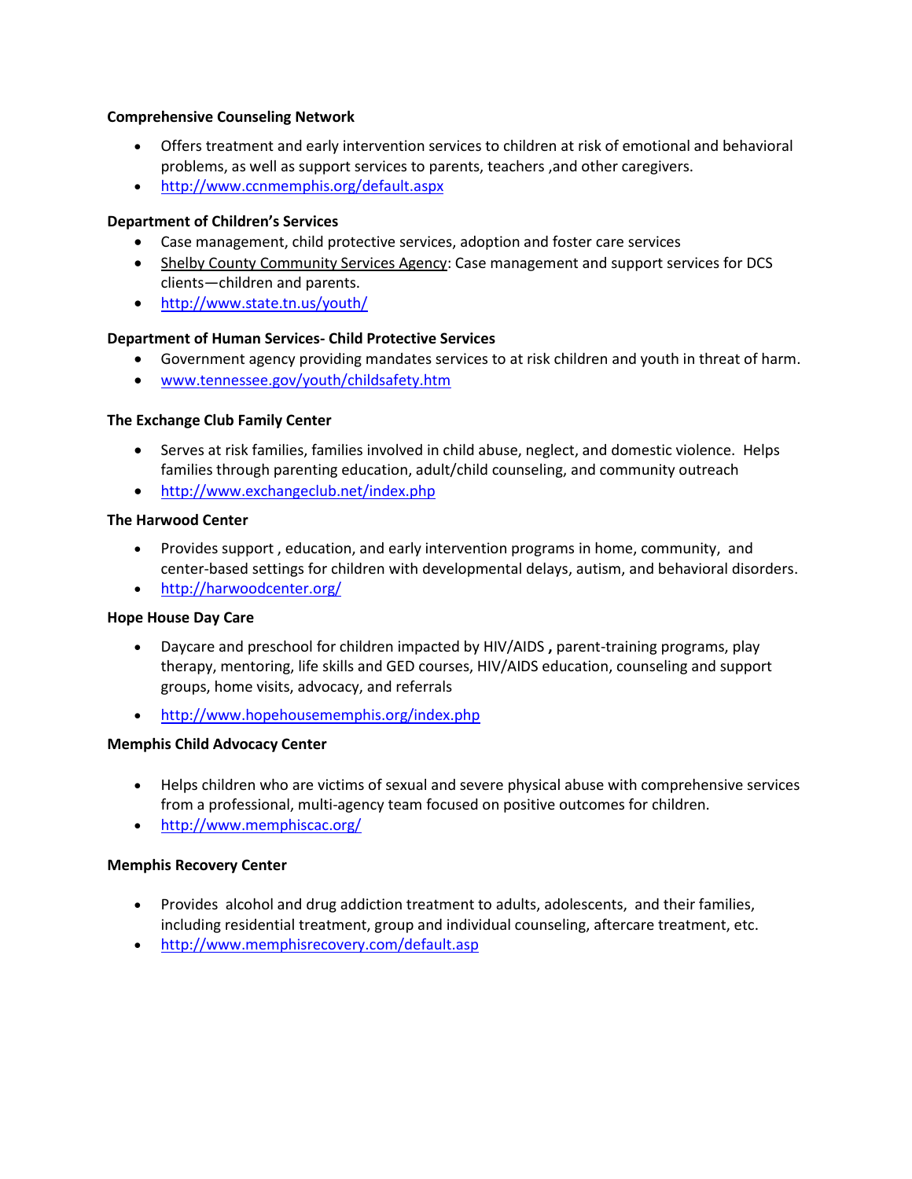**Comprehensive Counseling Network**

- Offers treatment and early intervention services to children at risk of emotional and behavioral problems, as well as support services to parents, teachers ,and other caregivers.
- http://www.ccnmemphis.org/default.aspx

**Department of Children's Services**

- Case management, child protective services, adoption and foster care services
- Shelby County Community Services Agency: Case management and support services for DCS clients—children and parents.
- http://www.state.tn.us/youth/

**Department of Human Services- Child Protective Services**

- Government agency providing mandates services to at risk children and youth in threat of harm.
- www.tennessee.gov/youth/childsafety.htm

**The Exchange Club Family Center**

- Serves at risk families, families involved in child abuse, neglect, and domestic violence. Helps families through parenting education, adult/child counseling, and community outreach
- http://www.exchangeclub.net/index.php

**The Harwood Center**

- Provides support , education, and early intervention programs in home, community, and center-based settings for children with developmental delays, autism, and behavioral disorders.
- http://harwoodcenter.org/

**Hope House Day Care**

- Daycare and preschool for children impacted by HIV/AIDS **,** parent-training programs, play therapy, mentoring, life skills and GED courses, HIV/AIDS education, counseling and support groups, home visits, advocacy, and referrals
- http://www.hopehousememphis.org/index.php

**Memphis Child Advocacy Center**

- Helps children who are victims of sexual and severe physical abuse with comprehensive services from a professional, multi-agency team focused on positive outcomes for children.
- http://www.memphiscac.org/

**Memphis Recovery Center**

- Provides alcohol and drug addiction treatment to adults, adolescents, and their families, including residential treatment, group and individual counseling, aftercare treatment, etc.
- http://www.memphisrecovery.com/default.asp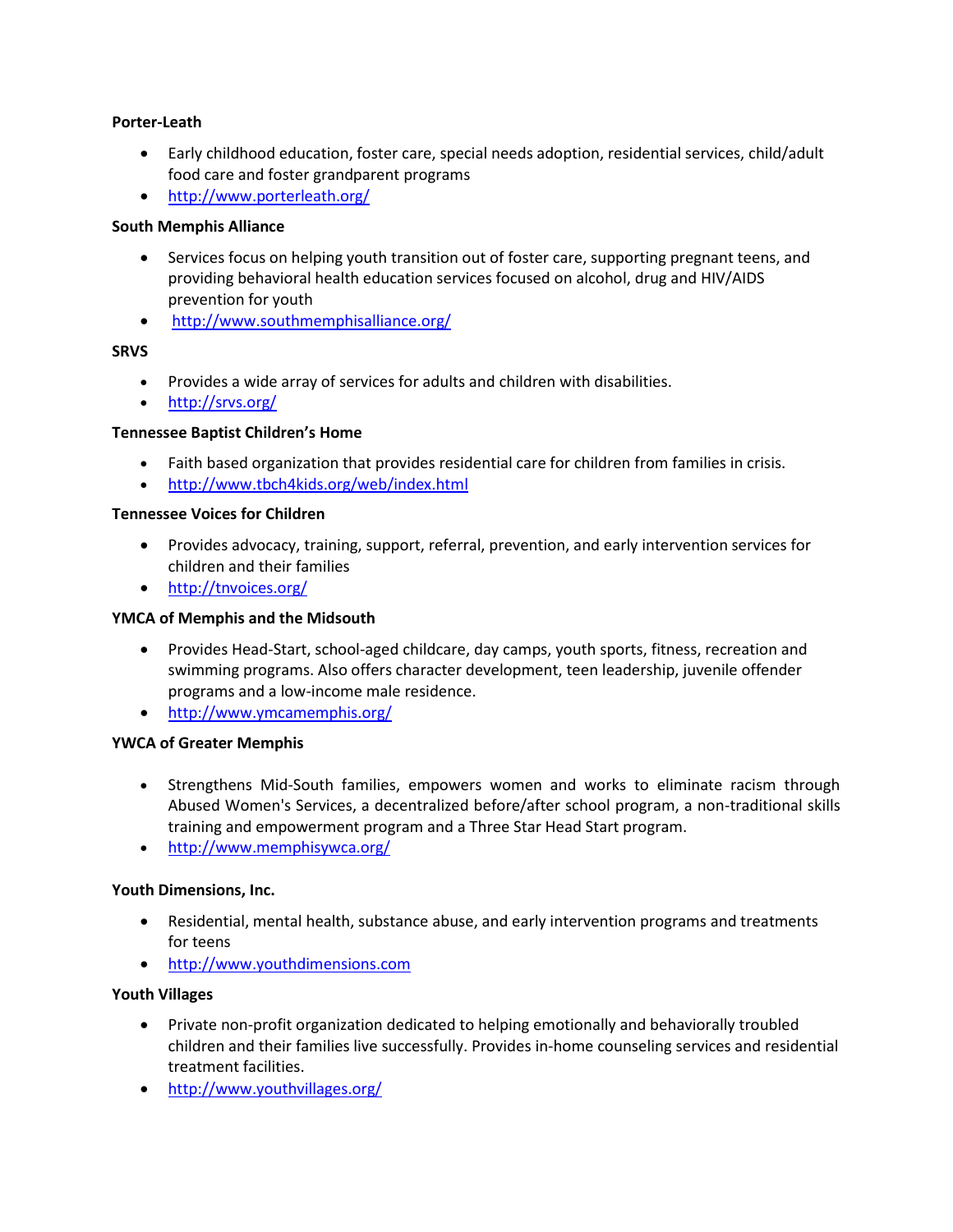**Porter-Leath**

- Early childhood education, foster care, special needs adoption, residential services, child/adult food care and foster grandparent programs
- http://www.porterleath.org/

**South Memphis Alliance**

- Services focus on helping youth transition out of foster care, supporting pregnant teens, and providing behavioral health education services focused on alcohol, drug and HIV/AIDS prevention for youth
- http://www.southmemphisalliance.org/

**SRVS**

- Provides a wide array of services for adults and children with disabilities.
- http://srvs.org/

**Tennessee Baptist Children's Home**

- Faith based organization that provides residential care for children from families in crisis.
- http://www.tbch4kids.org/web/index.html

**Tennessee Voices for Children**

- Provides advocacy, training, support, referral, prevention, and early intervention services for children and their families
- http://tnvoices.org/

**YMCA of Memphis and the Midsouth**

- Provides Head-Start, school-aged childcare, day camps, youth sports, fitness, recreation and swimming programs. Also offers character development, teen leadership, juvenile offender programs and a low-income male residence.
- http://www.ymcamemphis.org/

**YWCA of Greater Memphis**

- Strengthens Mid-South families, empowers women and works to eliminate racism through Abused Women's Services, a decentralized before/after school program, a non-traditional skills training and empowerment program and a Three Star Head Start program.
- http://www.memphisywca.org/

**Youth Dimensions, Inc.**

- Residential, mental health, substance abuse, and early intervention programs and treatments for teens
- http://www.youthdimensions.com

**Youth Villages**

- Private non-profit organization dedicated to helping emotionally and behaviorally troubled children and their families live successfully. Provides in-home counseling services and residential treatment facilities.
- http://www.youthvillages.org/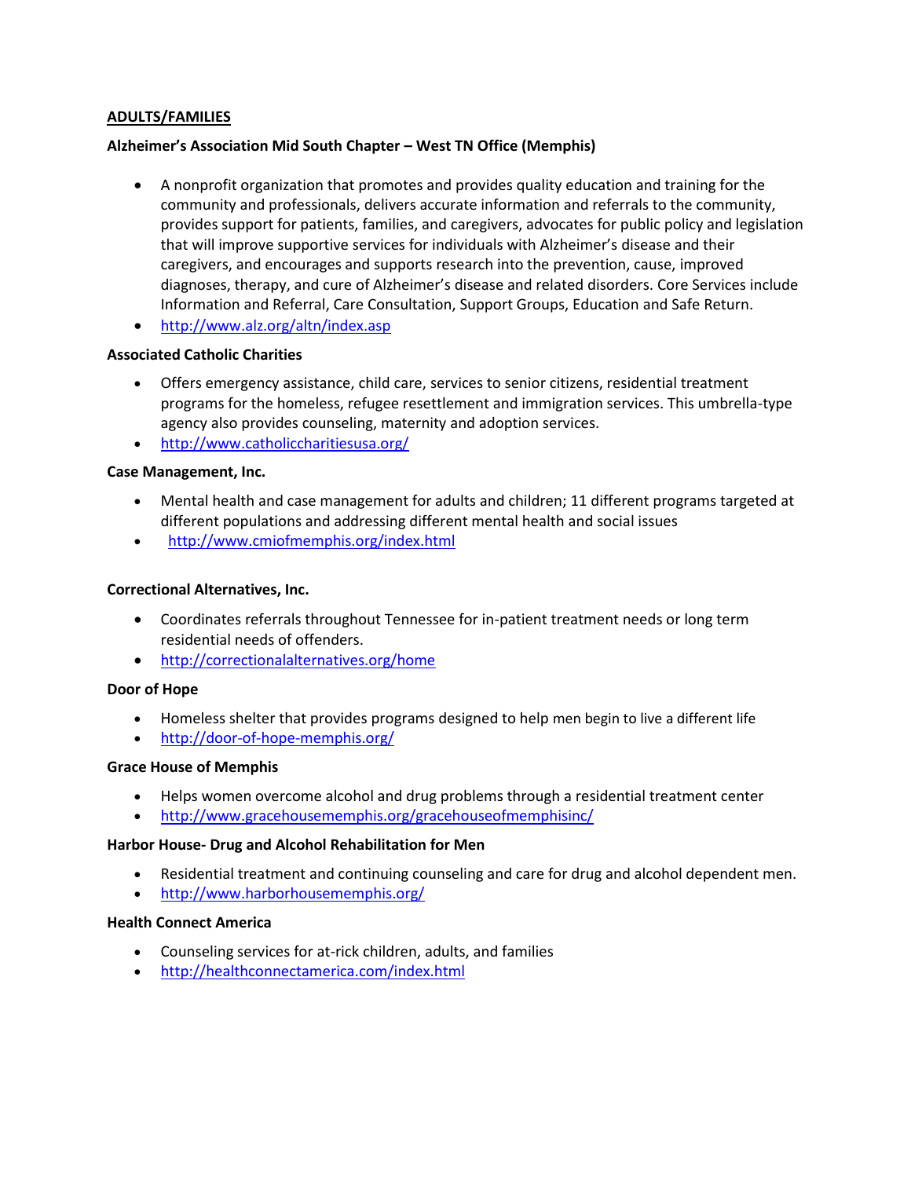**ADULTS/FAMILIES**

**Alzheimer's Association Mid South Chapter – West TN Office (Memphis)**

- A nonprofit organization that promotes and provides quality education and training for the community and professionals, delivers accurate information and referrals to the community, provides support for patients, families, and caregivers, advocates for public policy and legislation that will improve supportive services for individuals with Alzheimer's disease and their caregivers, and encourages and supports research into the prevention, cause, improved diagnoses, therapy, and cure of Alzheimer's disease and related disorders. Core Services include Information and Referral, Care Consultation, Support Groups, Education and Safe Return.
- http://www.alz.org/altn/index.asp

**Associated Catholic Charities**

- Offers emergency assistance, child care, services to senior citizens, residential treatment programs for the homeless, refugee resettlement and immigration services. This umbrella-type agency also provides counseling, maternity and adoption services.
- http://www.catholiccharitiesusa.org/

**Case Management, Inc.**

- Mental health and case management for adults and children; 11 different programs targeted at different populations and addressing different mental health and social issues
- http://www.cmiofmemphis.org/index.html

**Correctional Alternatives, Inc.**

- Coordinates referrals throughout Tennessee for in-patient treatment needs or long term residential needs of offenders.
- http://correctionalalternatives.org/home

**Door of Hope**

- Homeless shelter that provides programs designed to help men begin to live a different life
- http://door-of-hope-memphis.org/

**Grace House of Memphis**

- Helps women overcome alcohol and drug problems through a residential treatment center
- http://www.gracehousememphis.org/gracehouseofmemphisinc/

**Harbor House- Drug and Alcohol Rehabilitation for Men**

- Residential treatment and continuing counseling and care for drug and alcohol dependent men.
- http://www.harborhousememphis.org/

**Health Connect America**

- Counseling services for at-rick children, adults, and families
- http://healthconnectamerica.com/index.html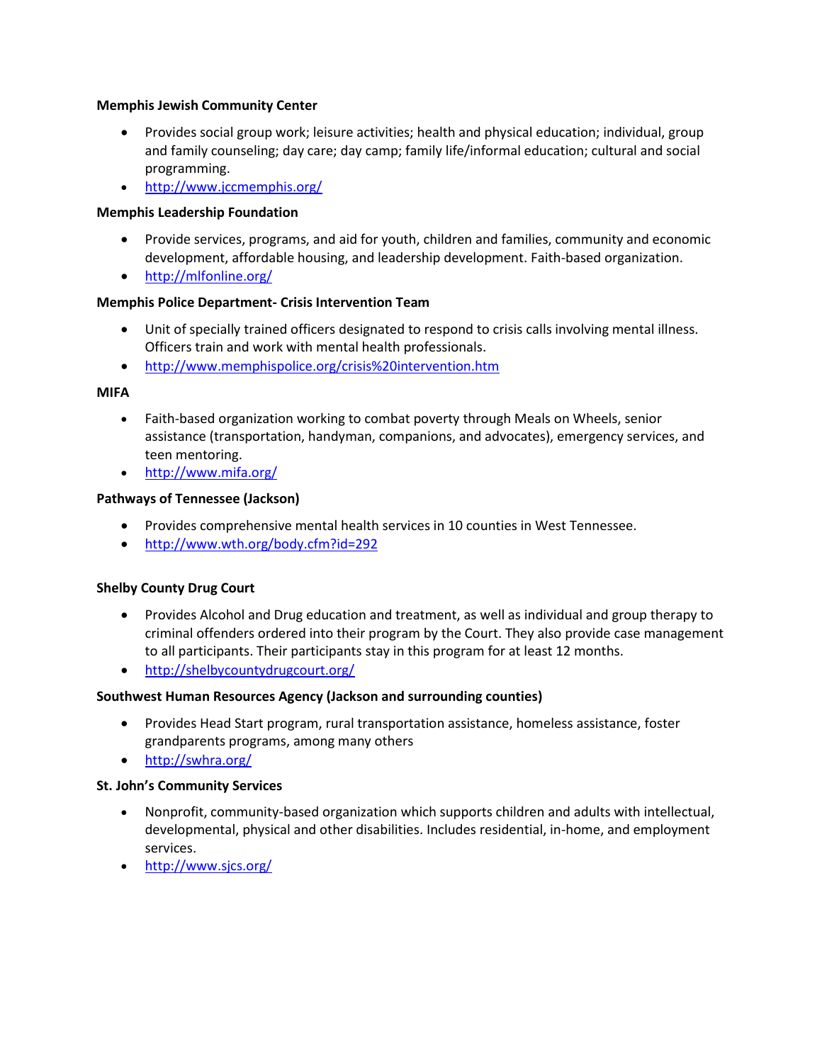**Memphis Jewish Community Center**

- Provides social group work; leisure activities; health and physical education; individual, group and family counseling; day care; day camp; family life/informal education; cultural and social programming.
- http://www.jccmemphis.org/

**Memphis Leadership Foundation**

- Provide services, programs, and aid for youth, children and families, community and economic development, affordable housing, and leadership development. Faith-based organization.
- http://mlfonline.org/

**Memphis Police Department- Crisis Intervention Team**

- Unit of specially trained officers designated to respond to crisis calls involving mental illness. Officers train and work with mental health professionals.
- http://www.memphispolice.org/crisis%20intervention.htm

**MIFA**

- Faith-based organization working to combat poverty through Meals on Wheels, senior assistance (transportation, handyman, companions, and advocates), emergency services, and teen mentoring.
- http://www.mifa.org/

**Pathways of Tennessee (Jackson)**

- Provides comprehensive mental health services in 10 counties in West Tennessee.
- http://www.wth.org/body.cfm?id=292

**Shelby County Drug Court**

- Provides Alcohol and Drug education and treatment, as well as individual and group therapy to criminal offenders ordered into their program by the Court. They also provide case management to all participants. Their participants stay in this program for at least 12 months.
- http://shelbycountydrugcourt.org/

**Southwest Human Resources Agency (Jackson and surrounding counties)**

- Provides Head Start program, rural transportation assistance, homeless assistance, foster grandparents programs, among many others
- http://swhra.org/

**St. John's Community Services**

- Nonprofit, community-based organization which supports children and adults with intellectual, developmental, physical and other disabilities. Includes residential, in-home, and employment services.
- http://www.sjcs.org/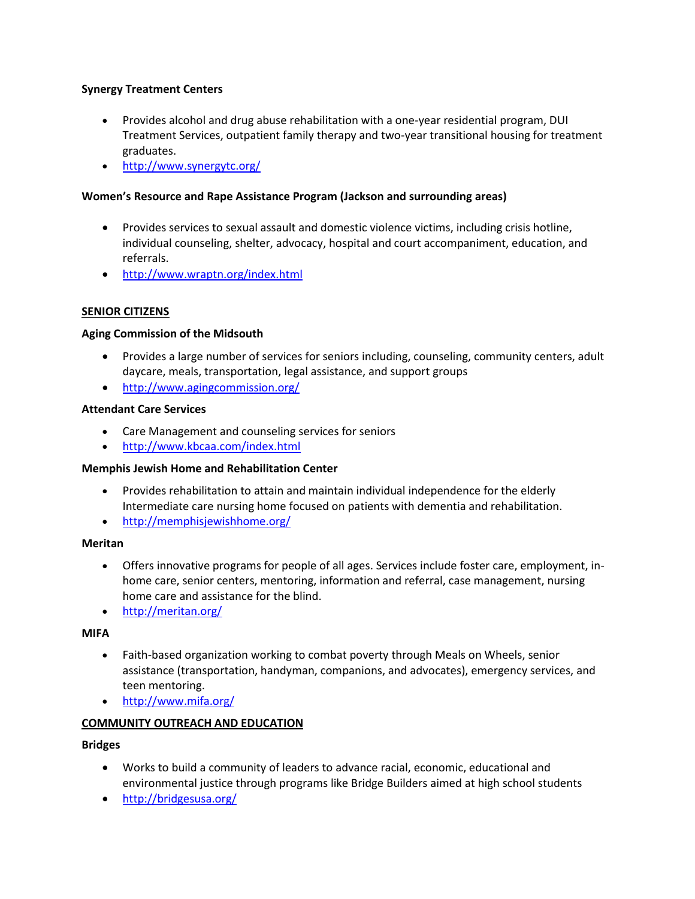**Synergy Treatment Centers**

- Provides alcohol and drug abuse rehabilitation with a one-year residential program, DUI Treatment Services, outpatient family therapy and two-year transitional housing for treatment graduates.
- http://www.synergytc.org/

**Women's Resource and Rape Assistance Program (Jackson and surrounding areas)**

- Provides services to sexual assault and domestic violence victims, including crisis hotline, individual counseling, shelter, advocacy, hospital and court accompaniment, education, and referrals.
- http://www.wraptn.org/index.html

## SENIOR CITIZENS

**Aging Commission of the Midsouth**

- Provides a large number of services for seniors including, counseling, community centers, adult daycare, meals, transportation, legal assistance, and support groups
- http://www.agingcommission.org/

**Attendant Care Services**

- Care Management and counseling services for seniors
- http://www.kbcaa.com/index.html

**Memphis Jewish Home and Rehabilitation Center**

- Provides rehabilitation to attain and maintain individual independence for the elderly Intermediate care nursing home focused on patients with dementia and rehabilitation.
- http://memphisjewishhome.org/

**Meritan**

- Offers innovative programs for people of all ages. Services include foster care, employment, in-home care, senior centers, mentoring, information and referral, case management, nursing home care and assistance for the blind.
- http://meritan.org/

**MIFA**

- Faith-based organization working to combat poverty through Meals on Wheels, senior assistance (transportation, handyman, companions, and advocates), emergency services, and teen mentoring.
- http://www.mifa.org/

## COMMUNITY OUTREACH AND EDUCATION

**Bridges**

- Works to build a community of leaders to advance racial, economic, educational and environmental justice through programs like Bridge Builders aimed at high school students
- http://bridgesusa.org/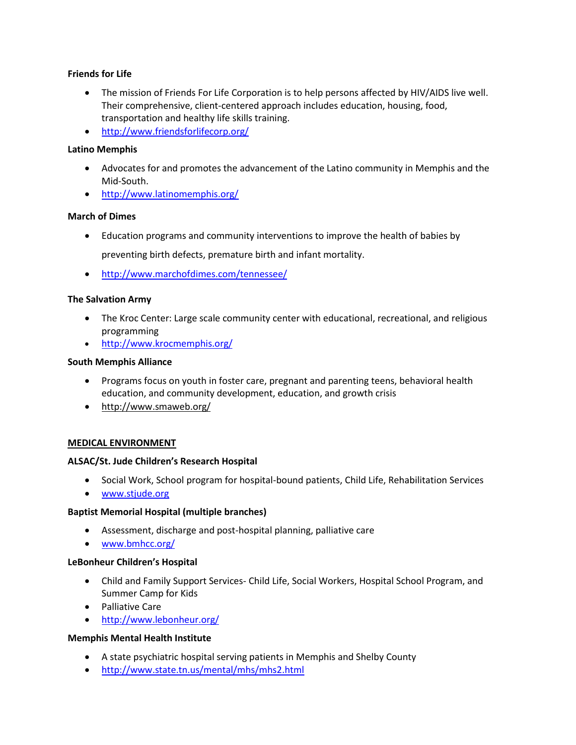**Friends for Life**

- The mission of Friends For Life Corporation is to help persons affected by HIV/AIDS live well. Their comprehensive, client-centered approach includes education, housing, food, transportation and healthy life skills training.
- http://www.friendsforlifecorp.org/

**Latino Memphis**

- Advocates for and promotes the advancement of the Latino community in Memphis and the Mid-South.
- http://www.latinomemphis.org/

**March of Dimes**

- Education programs and community interventions to improve the health of babies by preventing birth defects, premature birth and infant mortality.
- http://www.marchofdimes.com/tennessee/

**The Salvation Army**

- The Kroc Center: Large scale community center with educational, recreational, and religious programming
- http://www.krocmemphis.org/

**South Memphis Alliance**

- Programs focus on youth in foster care, pregnant and parenting teens, behavioral health education, and community development, education, and growth crisis
- http://www.smaweb.org/

## MEDICAL ENVIRONMENT

**ALSAC/St. Jude Children's Research Hospital**

- Social Work, School program for hospital-bound patients, Child Life, Rehabilitation Services
- www.stjude.org

**Baptist Memorial Hospital (multiple branches)**

- Assessment, discharge and post-hospital planning, palliative care
- www.bmhcc.org/

**LeBonheur Children's Hospital**

- Child and Family Support Services- Child Life, Social Workers, Hospital School Program, and Summer Camp for Kids
- Palliative Care
- http://www.lebonheur.org/

**Memphis Mental Health Institute**

- A state psychiatric hospital serving patients in Memphis and Shelby County
- http://www.state.tn.us/mental/mhs/mhs2.html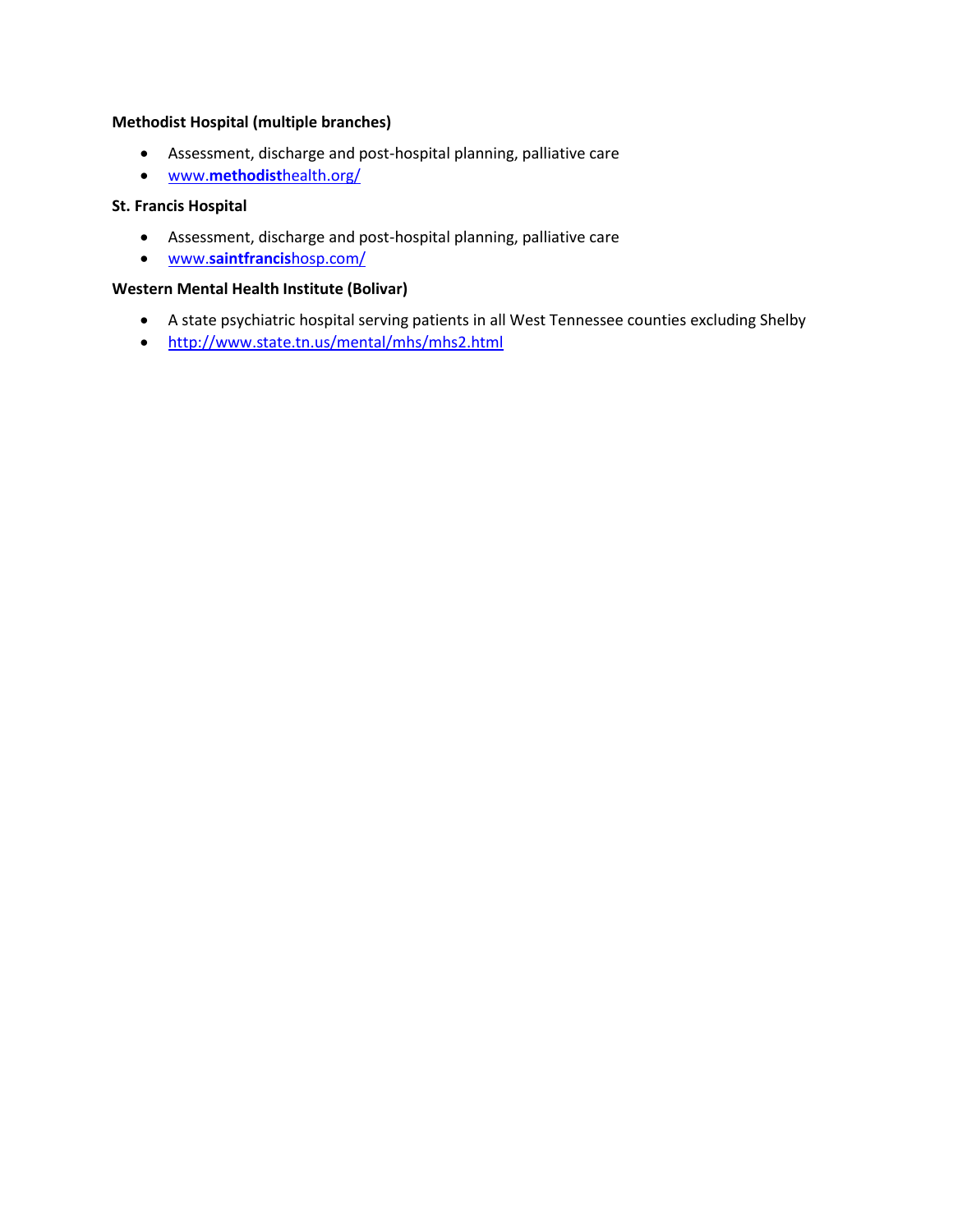**Methodist Hospital (multiple branches)**

- Assessment, discharge and post-hospital planning, palliative care
- www.**methodist**health.org/

**St. Francis Hospital**

- Assessment, discharge and post-hospital planning, palliative care
- www.**saintfrancis**hosp.com/

**Western Mental Health Institute (Bolivar)**

- A state psychiatric hospital serving patients in all West Tennessee counties excluding Shelby
- http://www.state.tn.us/mental/mhs/mhs2.html